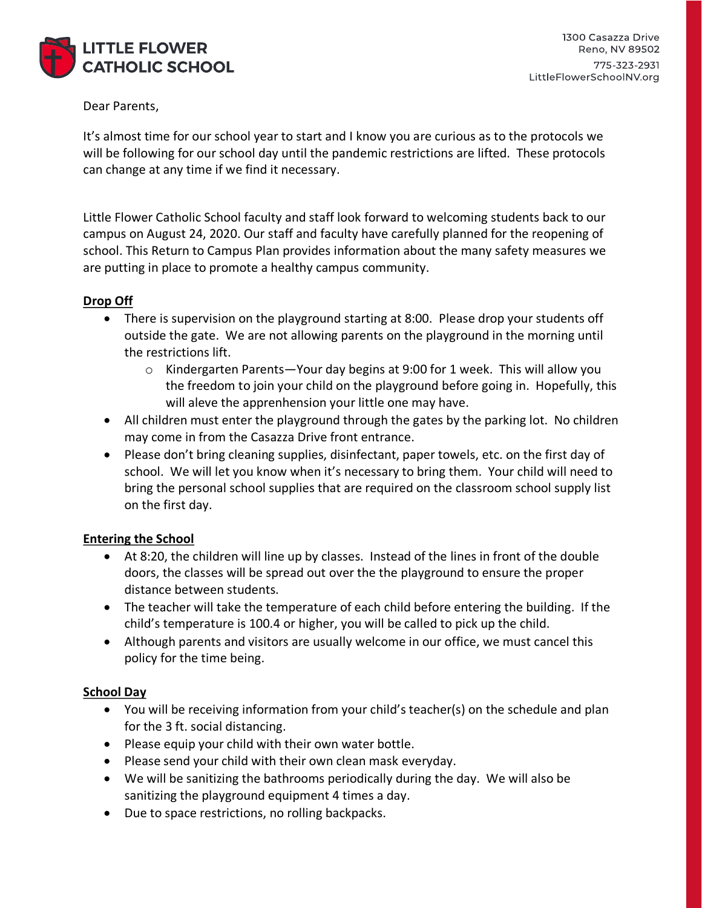**LITTLE FLOWER CATHOLIC SCHOOL**

1300 Casazza Drive
Reno, NV 89502
775-323-2931
LittleFlowerSchoolNV.org

Dear Parents,

It's almost time for our school year to start and I know you are curious as to the protocols we will be following for our school day until the pandemic restrictions are lifted. These protocols can change at any time if we find it necessary.

Little Flower Catholic School faculty and staff look forward to welcoming students back to our campus on August 24, 2020. Our staff and faculty have carefully planned for the reopening of school. This Return to Campus Plan provides information about the many safety measures we are putting in place to promote a healthy campus community.

**Drop Off**

- There is supervision on the playground starting at 8:00. Please drop your students off outside the gate. We are not allowing parents on the playground in the morning until the restrictions lift.
  - Kindergarten Parents—Your day begins at 9:00 for 1 week. This will allow you the freedom to join your child on the playground before going in. Hopefully, this will aleve the apprenhension your little one may have.
- All children must enter the playground through the gates by the parking lot. No children may come in from the Casazza Drive front entrance.
- Please don't bring cleaning supplies, disinfectant, paper towels, etc. on the first day of school. We will let you know when it's necessary to bring them. Your child will need to bring the personal school supplies that are required on the classroom school supply list on the first day.

**Entering the School**

- At 8:20, the children will line up by classes. Instead of the lines in front of the double doors, the classes will be spread out over the the playground to ensure the proper distance between students.
- The teacher will take the temperature of each child before entering the building. If the child's temperature is 100.4 or higher, you will be called to pick up the child.
- Although parents and visitors are usually welcome in our office, we must cancel this policy for the time being.

**School Day**

- You will be receiving information from your child's teacher(s) on the schedule and plan for the 3 ft. social distancing.
- Please equip your child with their own water bottle.
- Please send your child with their own clean mask everyday.
- We will be sanitizing the bathrooms periodically during the day. We will also be sanitizing the playground equipment 4 times a day.
- Due to space restrictions, no rolling backpacks.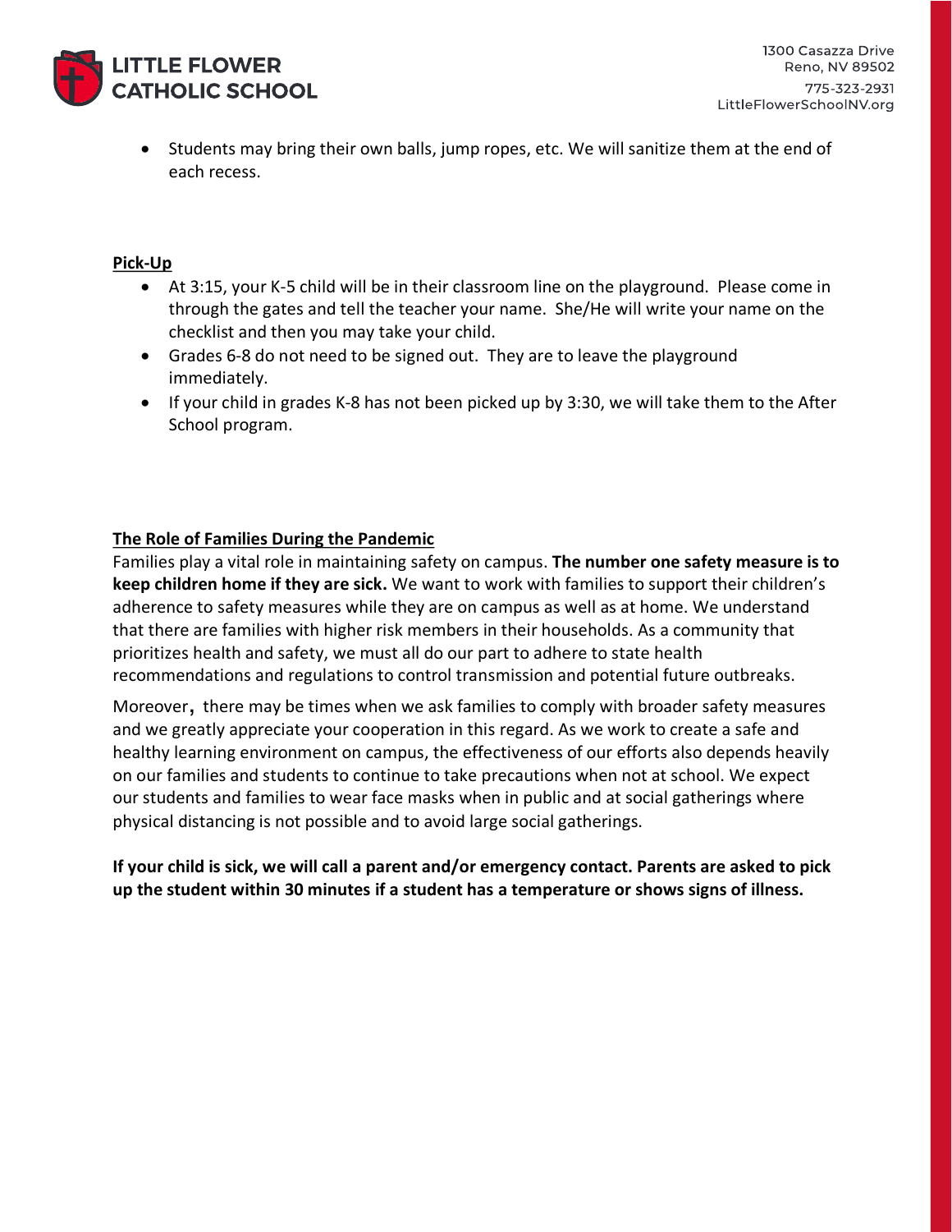- Students may bring their own balls, jump ropes, etc. We will sanitize them at the end of each recess.

## Pick-Up

- At 3:15, your K-5 child will be in their classroom line on the playground. Please come in through the gates and tell the teacher your name. She/He will write your name on the checklist and then you may take your child.
- Grades 6-8 do not need to be signed out. They are to leave the playground immediately.
- If your child in grades K-8 has not been picked up by 3:30, we will take them to the After School program.

## The Role of Families During the Pandemic

Families play a vital role in maintaining safety on campus. **The number one safety measure is to keep children home if they are sick.** We want to work with families to support their children's adherence to safety measures while they are on campus as well as at home. We understand that there are families with higher risk members in their households. As a community that prioritizes health and safety, we must all do our part to adhere to state health recommendations and regulations to control transmission and potential future outbreaks.

Moreover, there may be times when we ask families to comply with broader safety measures and we greatly appreciate your cooperation in this regard. As we work to create a safe and healthy learning environment on campus, the effectiveness of our efforts also depends heavily on our families and students to continue to take precautions when not at school. We expect our students and families to wear face masks when in public and at social gatherings where physical distancing is not possible and to avoid large social gatherings.

**If your child is sick, we will call a parent and/or emergency contact. Parents are asked to pick up the student within 30 minutes if a student has a temperature or shows signs of illness.**